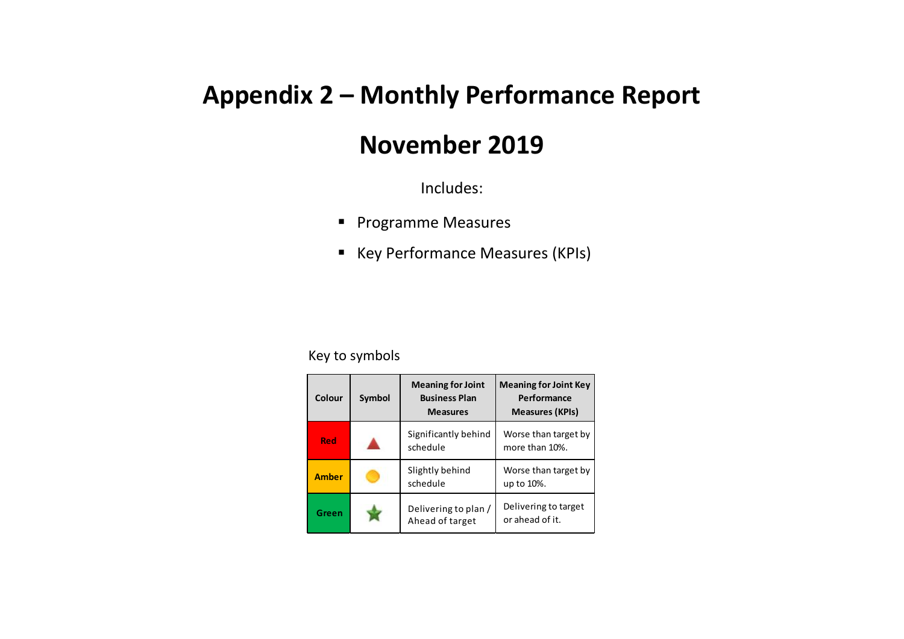# Appendix 2 – Monthly Performance Report

# November 2019

Includes:

- Programme Measures
- Key Performance Measures (KPIs)

Key to symbols

| Colour | Symbol | Meaning for Joint Business Plan Measures | Meaning for Joint Key Performance Measures (KPIs) |
|---|---|---|---|
| Red | ▲ | Significantly behind schedule | Worse than target by more than 10%. |
| Amber | ● | Slightly behind schedule | Worse than target by up to 10%. |
| Green | ★ | Delivering to plan / Ahead of target | Delivering to target or ahead of it. |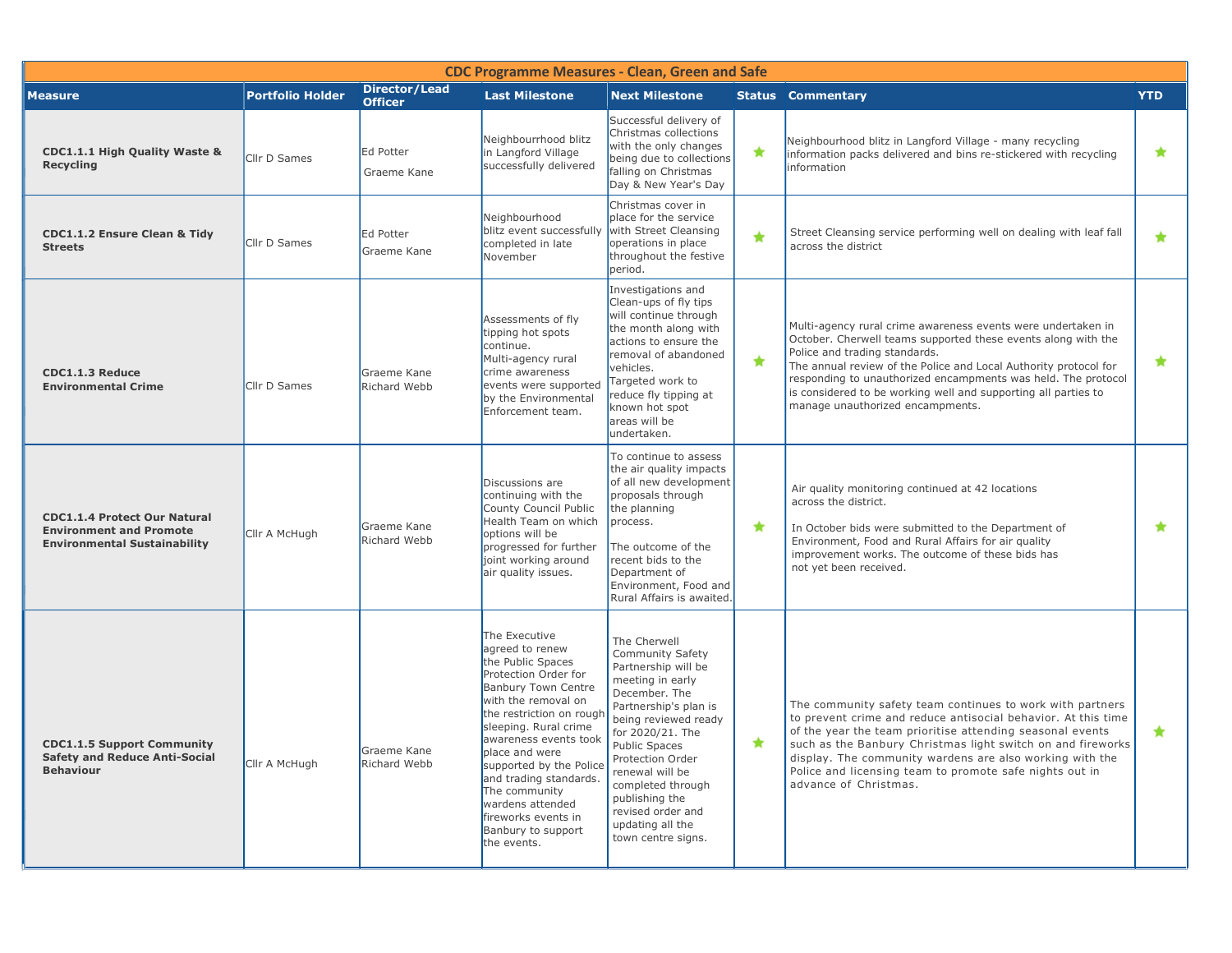| CDC Programme Measures - Clean, Green and Safe | | | | | | | |
|---|---|---|---|---|---|---|---|
| **Measure** | **Portfolio Holder** | **Director/Lead Officer** | **Last Milestone** | **Next Milestone** | **Status** | **Commentary** | **YTD** |
| **CDC1.1.1 High Quality Waste & Recycling** | Cllr D Sames | Ed Potter<br>Graeme Kane | Neighbourrhood blitz in Langford Village successfully delivered | Successful delivery of Christmas collections with the only changes being due to collections falling on Christmas Day & New Year's Day | ★ | Neighbourhood blitz in Langford Village - many recycling information packs delivered and bins re-stickered with recycling information | ★ |
| **CDC1.1.2 Ensure Clean & Tidy Streets** | Cllr D Sames | Ed Potter<br>Graeme Kane | Neighbourhood blitz event successfully completed in late November | Christmas cover in place for the service with Street Cleansing operations in place throughout the festive period. | ★ | Street Cleansing service performing well on dealing with leaf fall across the district | ★ |
| **CDC1.1.3 Reduce Environmental Crime** | Cllr D Sames | Graeme Kane<br>Richard Webb | Assessments of fly tipping hot spots continue.<br>Multi-agency rural crime awareness events were supported by the Environmental Enforcement team. | Investigations and Clean-ups of fly tips will continue through the month along with actions to ensure the removal of abandoned vehicles.<br>Targeted work to reduce fly tipping at known hot spot areas will be undertaken. | ★ | Multi-agency rural crime awareness events were undertaken in October. Cherwell teams supported these events along with the Police and trading standards.<br>The annual review of the Police and Local Authority protocol for responding to unauthorized encampments was held. The protocol is considered to be working well and supporting all parties to manage unauthorized encampments. | ★ |
| **CDC1.1.4 Protect Our Natural Environment and Promote Environmental Sustainability** | Cllr A McHugh | Graeme Kane<br>Richard Webb | Discussions are continuing with the County Council Public Health Team on which options will be progressed for further joint working around air quality issues. | To continue to assess the air quality impacts of all new development proposals through the planning process.<br><br>The outcome of the recent bids to the Department of Environment, Food and Rural Affairs is awaited. | ★ | Air quality monitoring continued at 42 locations across the district.<br><br>In October bids were submitted to the Department of Environment, Food and Rural Affairs for air quality improvement works. The outcome of these bids has not yet been received. | ★ |
| **CDC1.1.5 Support Community Safety and Reduce Anti-Social Behaviour** | Cllr A McHugh | Graeme Kane<br>Richard Webb | The Executive agreed to renew the Public Spaces Protection Order for Banbury Town Centre with the removal on the restriction on rough sleeping. Rural crime awareness events took place and were supported by the Police and trading standards. The community wardens attended fireworks events in Banbury to support the events. | The Cherwell Community Safety Partnership will be meeting in early December. The Partnership's plan is being reviewed ready for 2020/21. The Public Spaces Protection Order renewal will be completed through publishing the revised order and updating all the town centre signs. | ★ | The community safety team continues to work with partners to prevent crime and reduce antisocial behavior. At this time of the year the team prioritise attending seasonal events such as the Banbury Christmas light switch on and fireworks display. The community wardens are also working with the Police and licensing team to promote safe nights out in advance of Christmas. | ★ |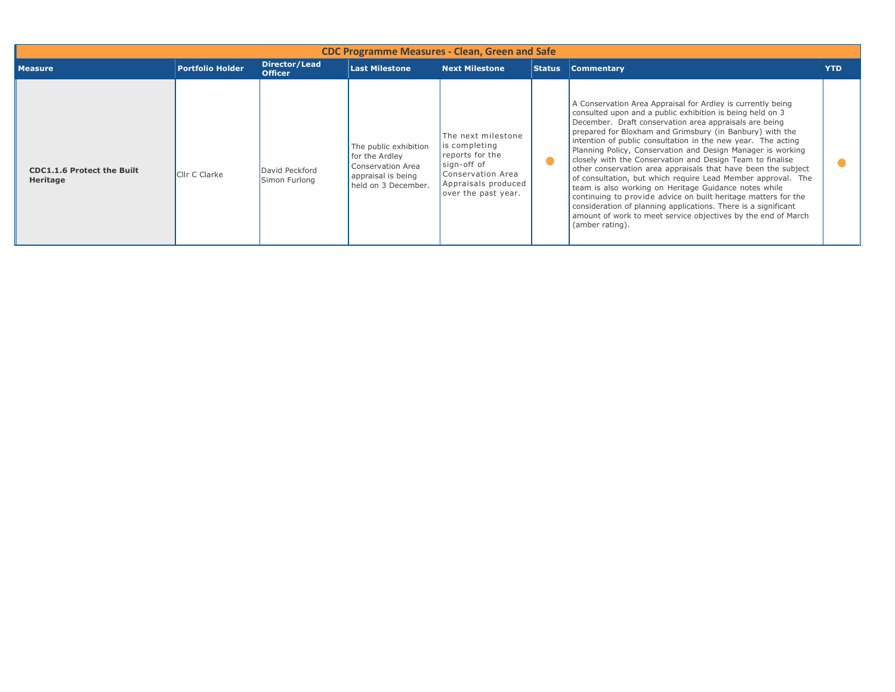| CDC Programme Measures - Clean, Green and Safe | | | | | | | |
|---|---|---|---|---|---|---|---|
| **Measure** | **Portfolio Holder** | **Director/Lead Officer** | **Last Milestone** | **Next Milestone** | **Status** | **Commentary** | **YTD** |
| **CDC1.1.6 Protect the Built Heritage** | Cllr C Clarke | David Peckford Simon Furlong | The public exhibition for the Ardley Conservation Area appraisal is being held on 3 December. | The next milestone is completing reports for the sign-off of Conservation Area Appraisals produced over the past year. | ● | A Conservation Area Appraisal for Ardley is currently being consulted upon and a public exhibition is being held on 3 December. Draft conservation area appraisals are being prepared for Bloxham and Grimsbury (in Banbury) with the intention of public consultation in the new year. The acting Planning Policy, Conservation and Design Manager is working closely with the Conservation and Design Team to finalise other conservation area appraisals that have been the subject of consultation, but which require Lead Member approval. The team is also working on Heritage Guidance notes while continuing to provide advice on built heritage matters for the consideration of planning applications. There is a significant amount of work to meet service objectives by the end of March (amber rating). | ● |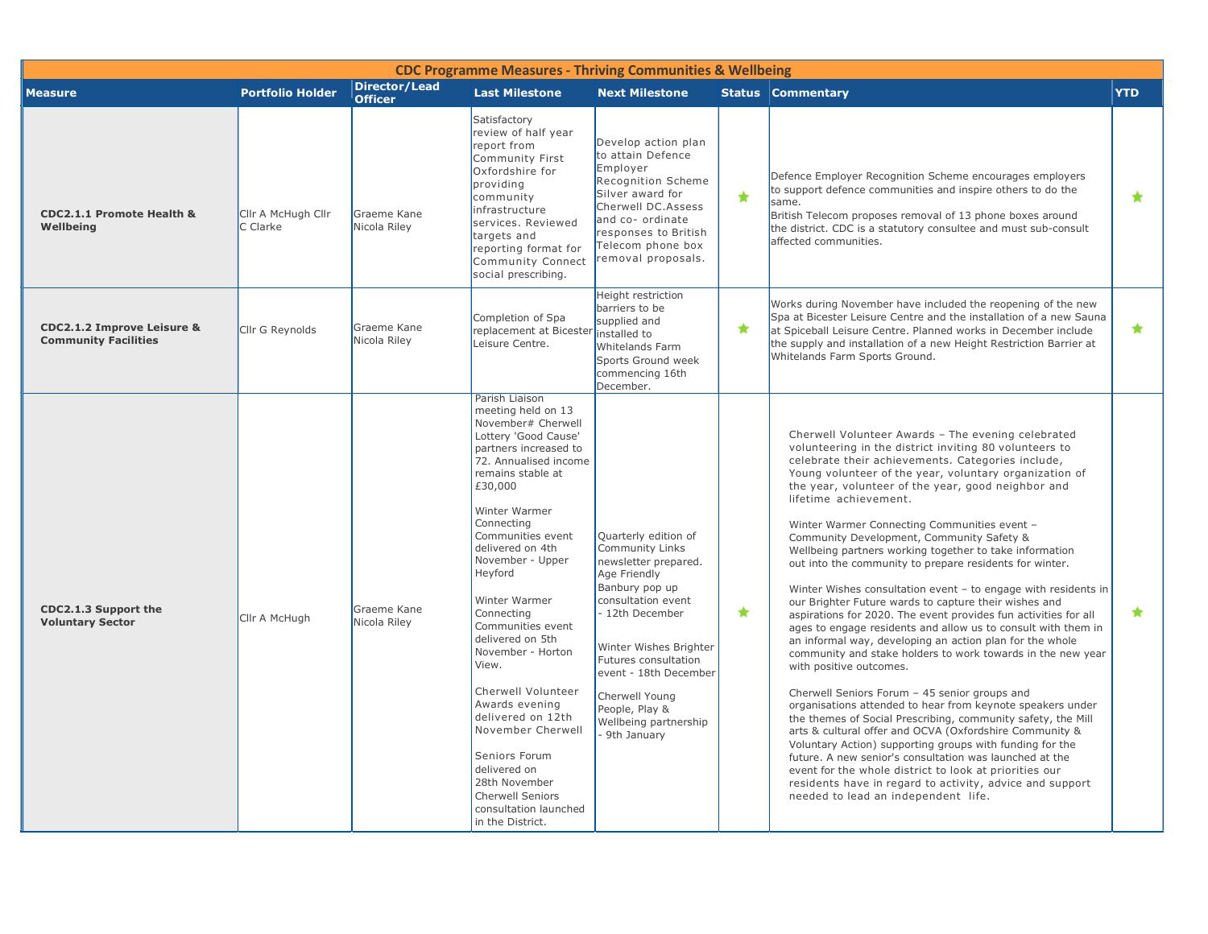| CDC Programme Measures - Thriving Communities & Wellbeing | | | | | | | |
|---|---|---|---|---|---|---|---|
| **Measure** | **Portfolio Holder** | **Director/Lead Officer** | **Last Milestone** | **Next Milestone** | **Status** | **Commentary** | **YTD** |
| **CDC2.1.1 Promote Health & Wellbeing** | Cllr A McHugh Cllr C Clarke | Graeme Kane Nicola Riley | Satisfactory review of half year report from Community First Oxfordshire for providing community infrastructure services. Reviewed targets and reporting format for Community Connect social prescribing. | Develop action plan to attain Defence Employer Recognition Scheme Silver award for Cherwell DC.Assess and co- ordinate responses to British Telecom phone box removal proposals. | ★ | Defence Employer Recognition Scheme encourages employers to support defence communities and inspire others to do the same.<br>British Telecom proposes removal of 13 phone boxes around the district. CDC is a statutory consultee and must sub-consult affected communities. | ★ |
| **CDC2.1.2 Improve Leisure & Community Facilities** | Cllr G Reynolds | Graeme Kane Nicola Riley | Completion of Spa replacement at Bicester Leisure Centre. | Height restriction barriers to be supplied and installed to Whitelands Farm Sports Ground week commencing 16th December. | ★ | Works during November have included the reopening of the new Spa at Bicester Leisure Centre and the installation of a new Sauna at Spiceball Leisure Centre. Planned works in December include the supply and installation of a new Height Restriction Barrier at Whitelands Farm Sports Ground. | ★ |
| **CDC2.1.3 Support the Voluntary Sector** | Cllr A McHugh | Graeme Kane Nicola Riley | Parish Liaison meeting held on 13 November# Cherwell Lottery 'Good Cause' partners increased to 72. Annualised income remains stable at £30,000<br><br>Winter Warmer Connecting Communities event delivered on 4th November - Upper Heyford<br><br>Winter Warmer Connecting Communities event delivered on 5th November - Horton View.<br><br>Cherwell Volunteer Awards evening delivered on 12th November Cherwell<br><br>Seniors Forum delivered on 28th November Cherwell Seniors consultation launched in the District. | Quarterly edition of Community Links newsletter prepared. Age Friendly Banbury pop up consultation event - 12th December<br><br>Winter Wishes Brighter Futures consultation event - 18th December<br><br>Cherwell Young People, Play & Wellbeing partnership - 9th January | ★ | Cherwell Volunteer Awards – The evening celebrated volunteering in the district inviting 80 volunteers to celebrate their achievements. Categories include, Young volunteer of the year, voluntary organization of the year, volunteer of the year, good neighbor and lifetime achievement.<br><br>Winter Warmer Connecting Communities event – Community Development, Community Safety & Wellbeing partners working together to take information out into the community to prepare residents for winter.<br><br>Winter Wishes consultation event – to engage with residents in our Brighter Future wards to capture their wishes and aspirations for 2020. The event provides fun activities for all ages to engage residents and allow us to consult with them in an informal way, developing an action plan for the whole community and stake holders to work towards in the new year with positive outcomes.<br><br>Cherwell Seniors Forum – 45 senior groups and organisations attended to hear from keynote speakers under the themes of Social Prescribing, community safety, the Mill arts & cultural offer and OCVA (Oxfordshire Community & Voluntary Action) supporting groups with funding for the future. A new senior's consultation was launched at the event for the whole district to look at priorities our residents have in regard to activity, advice and support needed to lead an independent life. | ★ |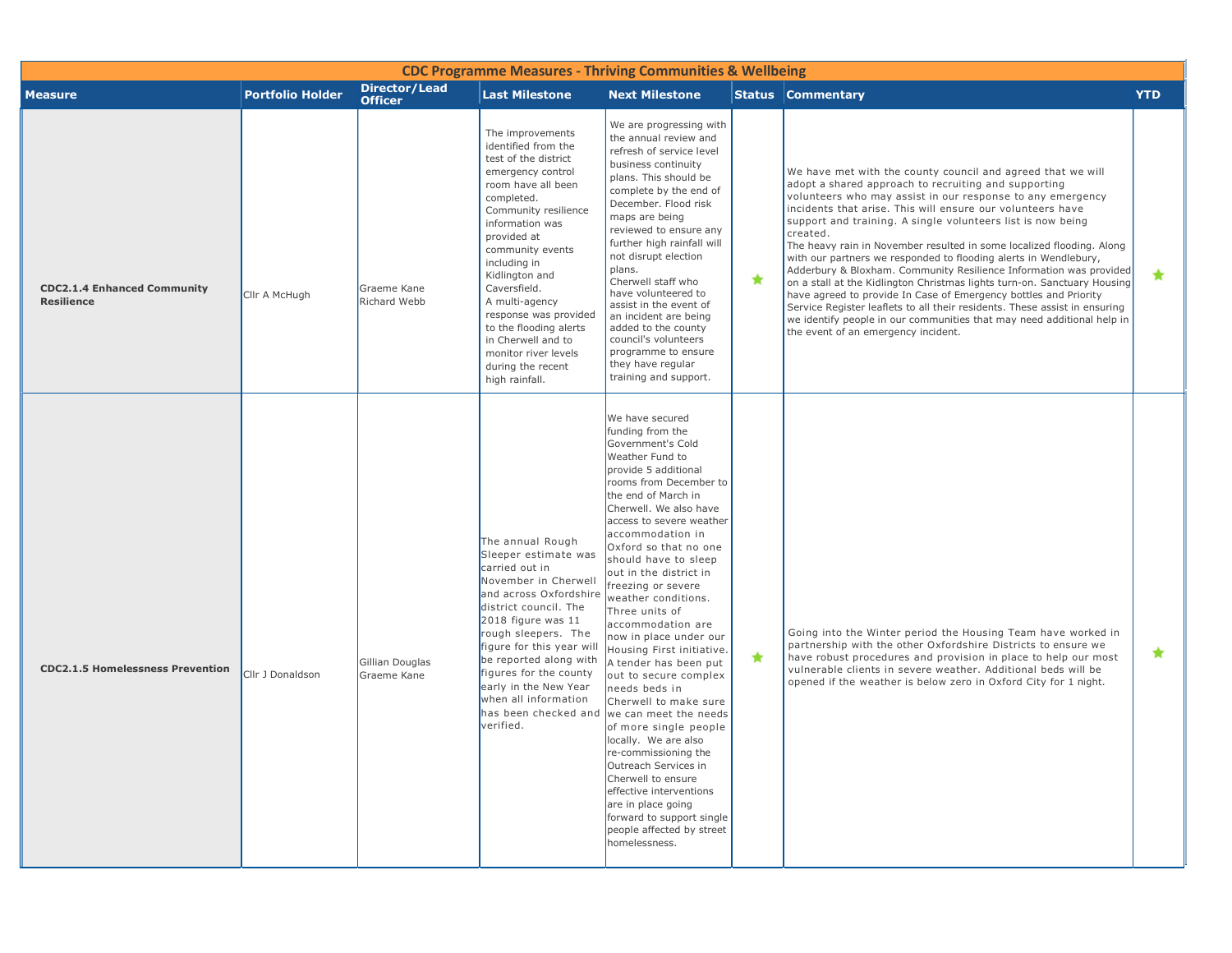| CDC Programme Measures - Thriving Communities & Wellbeing | | | | | | | |
|---|---|---|---|---|---|---|---|
| **Measure** | **Portfolio Holder** | **Director/Lead Officer** | **Last Milestone** | **Next Milestone** | **Status** | **Commentary** | **YTD** |
| **CDC2.1.4 Enhanced Community Resilience** | Cllr A McHugh | Graeme Kane<br>Richard Webb | The improvements identified from the test of the district emergency control room have all been completed.<br>Community resilience information was provided at community events including in Kidlington and Caversfield.<br>A multi-agency response was provided to the flooding alerts in Cherwell and to monitor river levels during the recent high rainfall. | We are progressing with the annual review and refresh of service level business continuity plans. This should be complete by the end of December. Flood risk maps are being reviewed to ensure any further high rainfall will not disrupt election plans.<br>Cherwell staff who have volunteered to assist in the event of an incident are being added to the county council's volunteers programme to ensure they have regular training and support. | ★ | We have met with the county council and agreed that we will adopt a shared approach to recruiting and supporting volunteers who may assist in our response to any emergency incidents that arise. This will ensure our volunteers have support and training. A single volunteers list is now being created.<br>The heavy rain in November resulted in some localized flooding. Along with our partners we responded to flooding alerts in Wendlebury, Adderbury & Bloxham. Community Resilience Information was provided on a stall at the Kidlington Christmas lights turn-on. Sanctuary Housing have agreed to provide In Case of Emergency bottles and Priority Service Register leaflets to all their residents. These assist in ensuring we identify people in our communities that may need additional help in the event of an emergency incident. | ★ |
| **CDC2.1.5 Homelessness Prevention** | Cllr J Donaldson | Gillian Douglas<br>Graeme Kane | The annual Rough Sleeper estimate was carried out in November in Cherwell and across Oxfordshire district council. The 2018 figure was 11 rough sleepers. The figure for this year will be reported along with figures for the county early in the New Year when all information has been checked and verified. | We have secured funding from the Government's Cold Weather Fund to provide 5 additional rooms from December to the end of March in Cherwell. We also have access to severe weather accommodation in Oxford so that no one should have to sleep out in the district in freezing or severe weather conditions. Three units of accommodation are now in place under our Housing First initiative. A tender has been put out to secure complex needs beds in Cherwell to make sure we can meet the needs of more single people locally. We are also re-commissioning the Outreach Services in Cherwell to ensure effective interventions are in place going forward to support single people affected by street homelessness. | ★ | Going into the Winter period the Housing Team have worked in partnership with the other Oxfordshire Districts to ensure we have robust procedures and provision in place to help our most vulnerable clients in severe weather. Additional beds will be opened if the weather is below zero in Oxford City for 1 night. | ★ |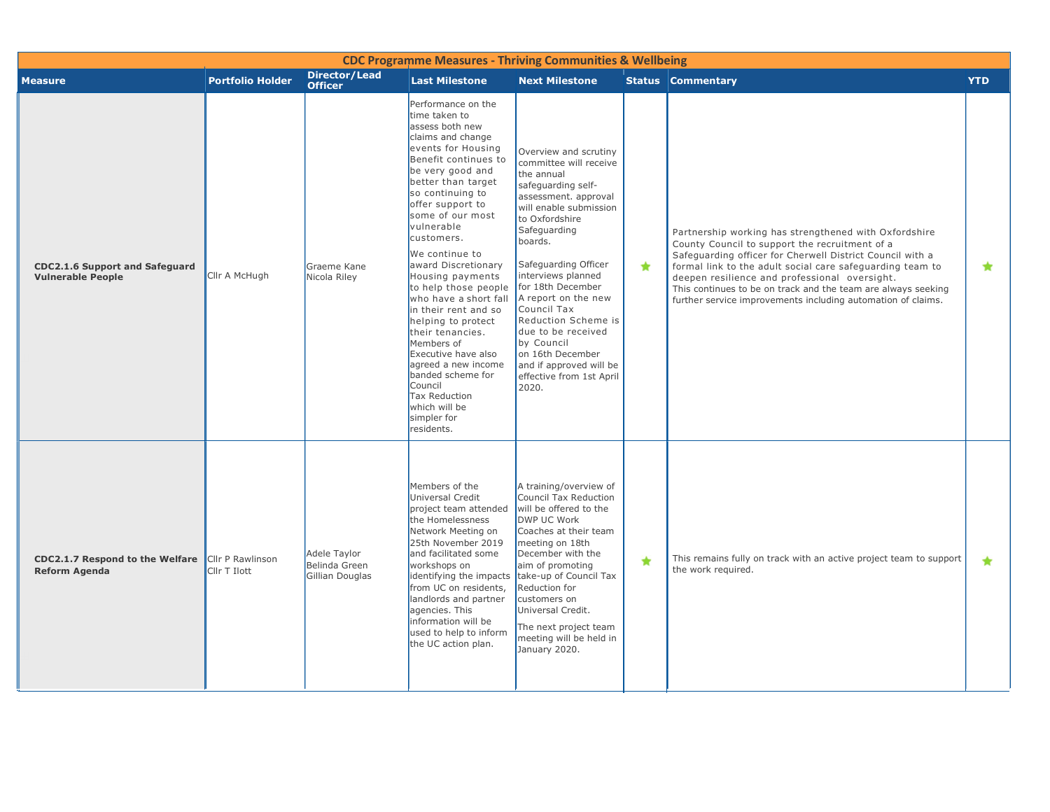| CDC Programme Measures - Thriving Communities & Wellbeing | | | | | | | |
|---|---|---|---|---|---|---|---|
| **Measure** | **Portfolio Holder** | **Director/Lead Officer** | **Last Milestone** | **Next Milestone** | **Status** | **Commentary** | **YTD** |
| **CDC2.1.6 Support and Safeguard Vulnerable People** | Cllr A McHugh | Graeme Kane<br>Nicola Riley | Performance on the time taken to assess both new claims and change events for Housing Benefit continues to be very good and better than target so continuing to offer support to some of our most vulnerable customers.<br>We continue to award Discretionary Housing payments to help those people who have a short fall in their rent and so helping to protect their tenancies. Members of Executive have also agreed a new income banded scheme for Council Tax Reduction which will be simpler for residents. | Overview and scrutiny committee will receive the annual safeguarding self-assessment. approval will enable submission to Oxfordshire Safeguarding boards.<br><br>Safeguarding Officer interviews planned for 18th December<br>A report on the new Council Tax Reduction Scheme is due to be received by Council on 16th December and if approved will be effective from 1st April 2020. | ★ | Partnership working has strengthened with Oxfordshire County Council to support the recruitment of a Safeguarding officer for Cherwell District Council with a formal link to the adult social care safeguarding team to deepen resilience and professional oversight.<br>This continues to be on track and the team are always seeking further service improvements including automation of claims. | ★ |
| **CDC2.1.7 Respond to the Welfare Reform Agenda** | Cllr P Rawlinson<br>Cllr T Ilott | Adele Taylor<br>Belinda Green<br>Gillian Douglas | Members of the Universal Credit project team attended the Homelessness Network Meeting on 25th November 2019 and facilitated some workshops on identifying the impacts from UC on residents, landlords and partner agencies. This information will be used to help to inform the UC action plan. | A training/overview of Council Tax Reduction will be offered to the DWP UC Work Coaches at their team meeting on 18th December with the aim of promoting take-up of Council Tax Reduction for customers on Universal Credit.<br>The next project team meeting will be held in January 2020. | ★ | This remains fully on track with an active project team to support the work required. | ★ |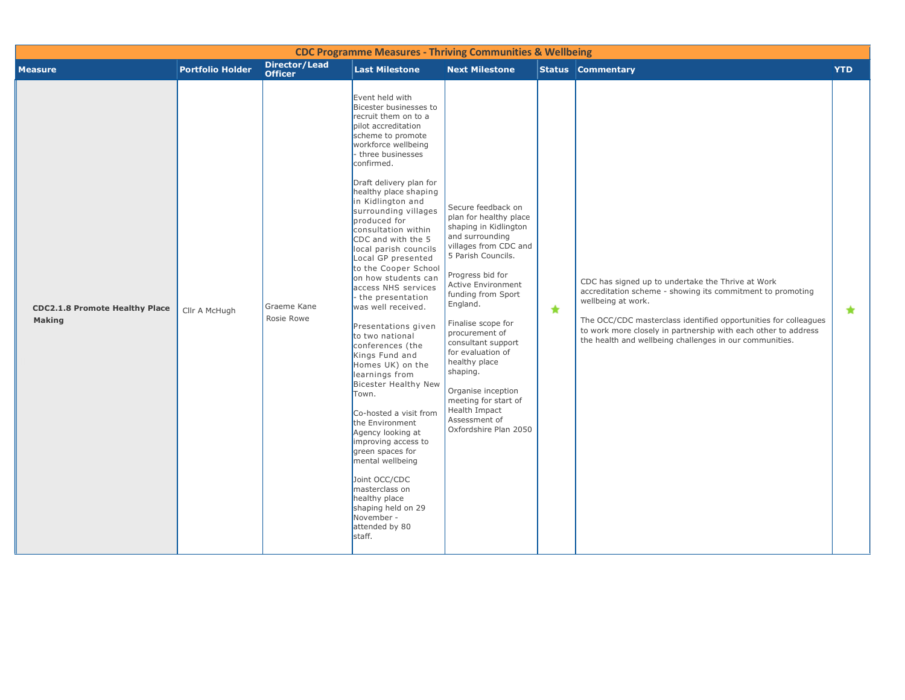## CDC Programme Measures - Thriving Communities & Wellbeing

| Measure | Portfolio Holder | Director/Lead Officer | Last Milestone | Next Milestone | Status | Commentary | YTD |
|---|---|---|---|---|---|---|---|
| **CDC2.1.8 Promote Healthy Place Making** | Cllr A McHugh | Graeme Kane<br>Rosie Rowe | Event held with Bicester businesses to recruit them on to a pilot accreditation scheme to promote workforce wellbeing - three businesses confirmed.<br><br>Draft delivery plan for healthy place shaping in Kidlington and surrounding villages produced for consultation within CDC and with the 5 local parish councils Local GP presented to the Cooper School on how students can access NHS services - the presentation was well received.<br><br>Presentations given to two national conferences (the Kings Fund and Homes UK) on the learnings from Bicester Healthy New Town.<br><br>Co-hosted a visit from the Environment Agency looking at improving access to green spaces for mental wellbeing<br><br>Joint OCC/CDC masterclass on healthy place shaping held on 29 November - attended by 80 staff. | Secure feedback on plan for healthy place shaping in Kidlington and surrounding villages from CDC and 5 Parish Councils.<br><br>Progress bid for Active Environment funding from Sport England.<br><br>Finalise scope for procurement of consultant support for evaluation of healthy place shaping.<br><br>Organise inception meeting for start of Health Impact Assessment of Oxfordshire Plan 2050 | ★ | CDC has signed up to undertake the Thrive at Work accreditation scheme - showing its commitment to promoting wellbeing at work.<br><br>The OCC/CDC masterclass identified opportunities for colleagues to work more closely in partnership with each other to address the health and wellbeing challenges in our communities. | ★ |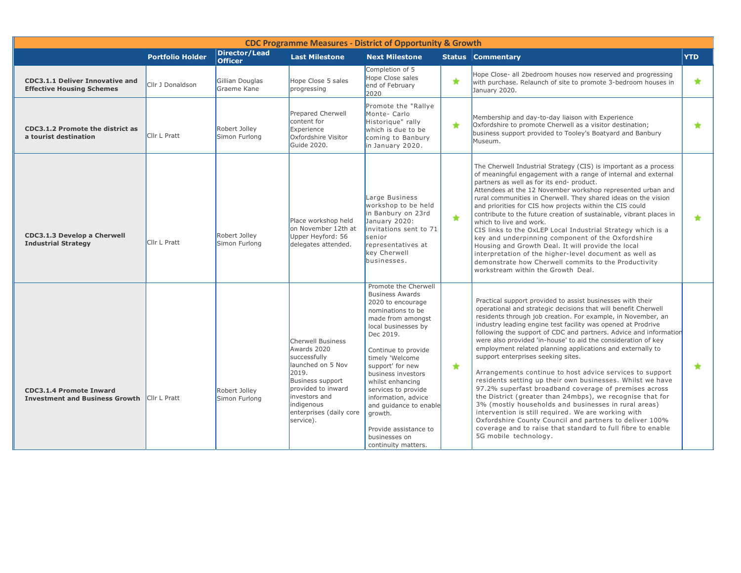| CDC Programme Measures - District of Opportunity & Growth | | | | | | | |
|---|---|---|---|---|---|---|---|
| | **Portfolio Holder** | **Director/Lead Officer** | **Last Milestone** | **Next Milestone** | **Status** | **Commentary** | **YTD** |
| **CDC3.1.1 Deliver Innovative and Effective Housing Schemes** | Cllr J Donaldson | Gillian Douglas<br>Graeme Kane | Hope Close 5 sales progressing | Completion of 5 Hope Close sales end of February 2020 | ★ | Hope Close- all 2bedroom houses now reserved and progressing with purchase. Relaunch of site to promote 3-bedroom houses in January 2020. | ★ |
| **CDC3.1.2 Promote the district as a tourist destination** | Cllr L Pratt | Robert Jolley<br>Simon Furlong | Prepared Cherwell content for Experience Oxfordshire Visitor Guide 2020. | Promote the "Rallye Monte- Carlo Historique" rally which is due to be coming to Banbury in January 2020. | ★ | Membership and day-to-day liaison with Experience Oxfordshire to promote Cherwell as a visitor destination; business support provided to Tooley's Boatyard and Banbury Museum. | ★ |
| **CDC3.1.3 Develop a Cherwell Industrial Strategy** | Cllr L Pratt | Robert Jolley<br>Simon Furlong | Place workshop held on November 12th at Upper Heyford: 56 delegates attended. | Large Business workshop to be held in Banbury on 23rd January 2020: invitations sent to 71 senior representatives at key Cherwell businesses. | ★ | The Cherwell Industrial Strategy (CIS) is important as a process of meaningful engagement with a range of internal and external partners as well as for its end- product.<br>Attendees at the 12 November workshop represented urban and rural communities in Cherwell. They shared ideas on the vision and priorities for CIS how projects within the CIS could contribute to the future creation of sustainable, vibrant places in which to live and work.<br>CIS links to the OxLEP Local Industrial Strategy which is a key and underpinning component of the Oxfordshire Housing and Growth Deal. It will provide the local interpretation of the higher-level document as well as demonstrate how Cherwell commits to the Productivity workstream within the Growth Deal. | ★ |
| **CDC3.1.4 Promote Inward Investment and Business Growth** | Cllr L Pratt | Robert Jolley<br>Simon Furlong | Cherwell Business Awards 2020 successfully launched on 5 Nov 2019.<br>Business support provided to inward investors and indigenous enterprises (daily core service). | Promote the Cherwell Business Awards 2020 to encourage nominations to be made from amongst local businesses by Dec 2019.<br><br>Continue to provide timely 'Welcome support' for new business investors whilst enhancing services to provide information, advice and guidance to enable growth.<br><br>Provide assistance to businesses on continuity matters. | ★ | Practical support provided to assist businesses with their operational and strategic decisions that will benefit Cherwell residents through job creation. For example, in November, an industry leading engine test facility was opened at Prodrive following the support of CDC and partners. Advice and information were also provided 'in-house' to aid the consideration of key employment related planning applications and externally to support enterprises seeking sites.<br><br>Arrangements continue to host advice services to support residents setting up their own businesses. Whilst we have 97.2% superfast broadband coverage of premises across the District (greater than 24mbps), we recognise that for 3% (mostly households and businesses in rural areas) intervention is still required. We are working with Oxfordshire County Council and partners to deliver 100% coverage and to raise that standard to full fibre to enable 5G mobile technology. | ★ |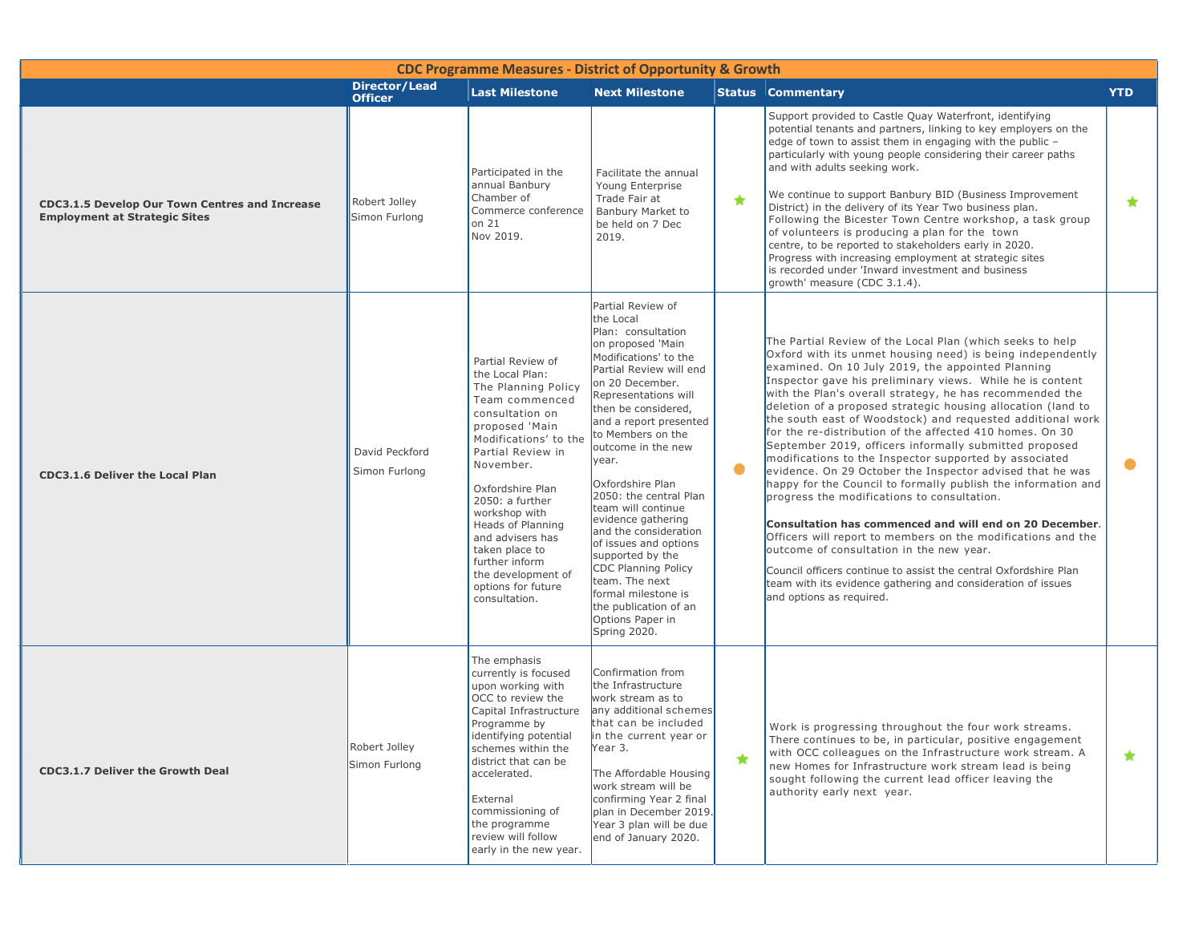| CDC Programme Measures - District of Opportunity & Growth | | | | | | |
|---|---|---|---|---|---|---|
| | **Director/Lead Officer** | **Last Milestone** | **Next Milestone** | **Status** | **Commentary** | **YTD** |
| **CDC3.1.5 Develop Our Town Centres and Increase Employment at Strategic Sites** | Robert Jolley<br>Simon Furlong | Participated in the annual Banbury Chamber of Commerce conference on 21 Nov 2019. | Facilitate the annual Young Enterprise Trade Fair at Banbury Market to be held on 7 Dec 2019. | ★ | Support provided to Castle Quay Waterfront, identifying potential tenants and partners, linking to key employers on the edge of town to assist them in engaging with the public – particularly with young people considering their career paths and with adults seeking work.<br><br>We continue to support Banbury BID (Business Improvement District) in the delivery of its Year Two business plan. Following the Bicester Town Centre workshop, a task group of volunteers is producing a plan for the town centre, to be reported to stakeholders early in 2020. Progress with increasing employment at strategic sites is recorded under 'Inward investment and business growth' measure (CDC 3.1.4). | ★ |
| **CDC3.1.6 Deliver the Local Plan** | David Peckford<br>Simon Furlong | Partial Review of the Local Plan: The Planning Policy Team commenced consultation on proposed 'Main Modifications' to the Partial Review in November.<br><br>Oxfordshire Plan 2050: a further workshop with Heads of Planning and advisers has taken place to further inform the development of options for future consultation. | Partial Review of the Local Plan: consultation on proposed 'Main Modifications' to the Partial Review will end on 20 December. Representations will then be considered, and a report presented to Members on the outcome in the new year.<br><br>Oxfordshire Plan 2050: the central Plan team will continue evidence gathering and the consideration of issues and options supported by the CDC Planning Policy team. The next formal milestone is the publication of an Options Paper in Spring 2020. | ● | The Partial Review of the Local Plan (which seeks to help Oxford with its unmet housing need) is being independently examined. On 10 July 2019, the appointed Planning Inspector gave his preliminary views. While he is content with the Plan's overall strategy, he has recommended the deletion of a proposed strategic housing allocation (land to the south east of Woodstock) and requested additional work for the re-distribution of the affected 410 homes. On 30 September 2019, officers informally submitted proposed modifications to the Inspector supported by associated evidence. On 29 October the Inspector advised that he was happy for the Council to formally publish the information and progress the modifications to consultation.<br><br>**Consultation has commenced and will end on 20 December**. Officers will report to members on the modifications and the outcome of consultation in the new year.<br><br>Council officers continue to assist the central Oxfordshire Plan team with its evidence gathering and consideration of issues and options as required. | ● |
| **CDC3.1.7 Deliver the Growth Deal** | Robert Jolley<br>Simon Furlong | The emphasis currently is focused upon working with OCC to review the Capital Infrastructure Programme by identifying potential schemes within the district that can be accelerated.<br><br>External commissioning of the programme review will follow early in the new year. | Confirmation from the Infrastructure work stream as to any additional schemes that can be included in the current year or Year 3.<br><br>The Affordable Housing work stream will be confirming Year 2 final plan in December 2019. Year 3 plan will be due end of January 2020. | ★ | Work is progressing throughout the four work streams. There continues to be, in particular, positive engagement with OCC colleagues on the Infrastructure work stream. A new Homes for Infrastructure work stream lead is being sought following the current lead officer leaving the authority early next year. | ★ |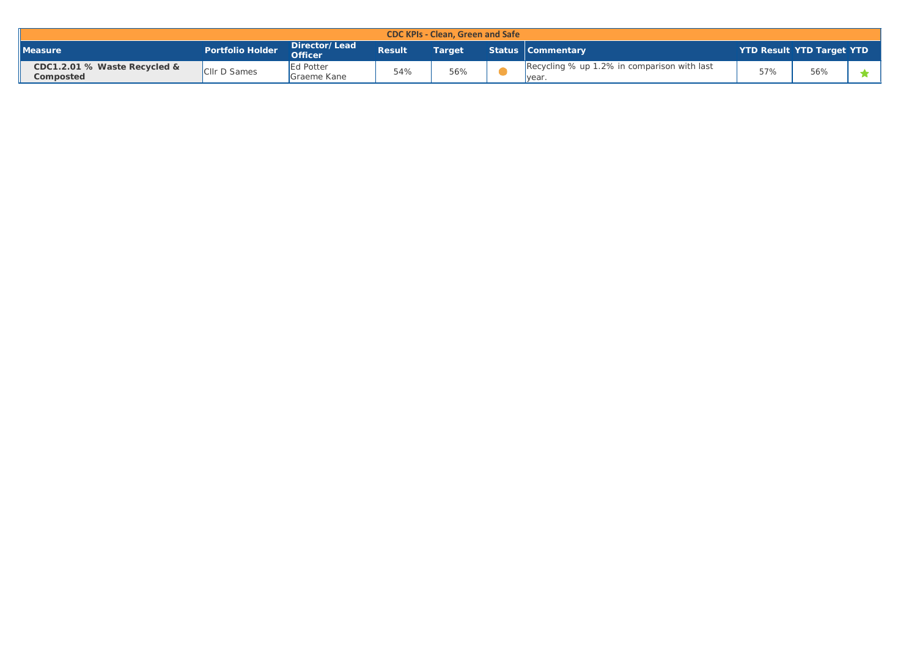| CDC KPIs - Clean, Green and Safe | | | | | | | | | |
|---|---|---|---|---|---|---|---|---|---|
| **Measure** | **Portfolio Holder** | **Director/ Lead Officer** | **Result** | **Target** | **Status** | **Commentary** | **YTD Result** | **YTD Target** | **YTD** |
| **CDC1.2.01 % Waste Recycled & Composted** | Cllr D Sames | Ed Potter<br>Graeme Kane | 54% | 56% | ● | Recycling % up 1.2% in comparison with last year. | 57% | 56% | ★ |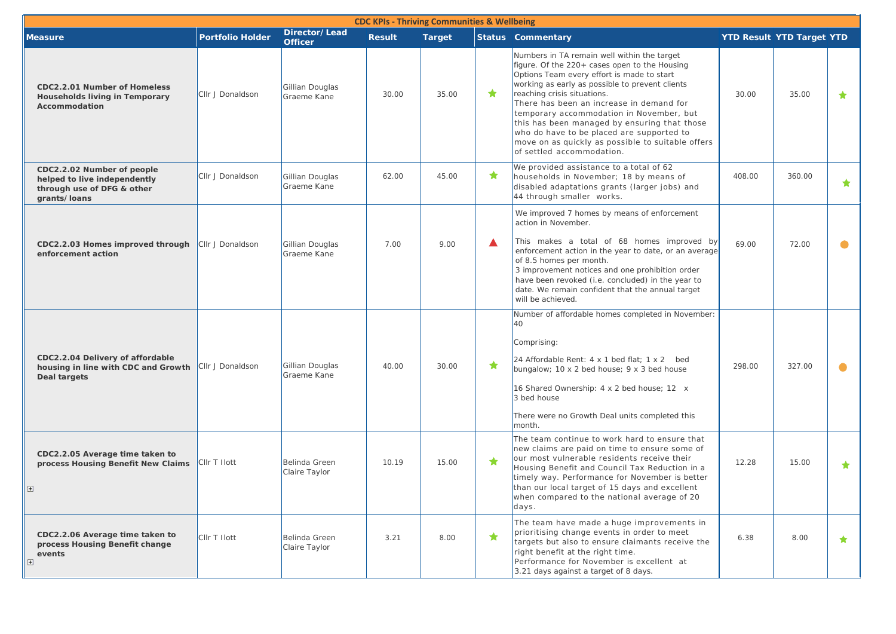| CDC KPIs - Thriving Communities & Wellbeing | | | | | | | | | |
|---|---|---|---|---|---|---|---|---|---|
| **Measure** | **Portfolio Holder** | **Director/ Lead Officer** | **Result** | **Target** | **Status** | **Commentary** | **YTD Result** | **YTD Target** | **YTD** |
| **CDC2.2.01 Number of Homeless Households living in Temporary Accommodation** | Cllr J Donaldson | Gillian Douglas Graeme Kane | 30.00 | 35.00 | ★ | Numbers in TA remain well within the target figure. Of the 220+ cases open to the Housing Options Team every effort is made to start working as early as possible to prevent clients reaching crisis situations. There has been an increase in demand for temporary accommodation in November, but this has been managed by ensuring that those who do have to be placed are supported to move on as quickly as possible to suitable offers of settled accommodation. | 30.00 | 35.00 | ★ |
| **CDC2.2.02 Number of people helped to live independently through use of DFG & other grants/loans** | Cllr J Donaldson | Gillian Douglas Graeme Kane | 62.00 | 45.00 | ★ | We provided assistance to a total of 62 households in November; 18 by means of disabled adaptations grants (larger jobs) and 44 through smaller works. | 408.00 | 360.00 | ★ |
| **CDC2.2.03 Homes improved through enforcement action** | Cllr J Donaldson | Gillian Douglas Graeme Kane | 7.00 | 9.00 | ▲ | We improved 7 homes by means of enforcement action in November. This makes a total of 68 homes improved by enforcement action in the year to date, or an average of 8.5 homes per month. 3 improvement notices and one prohibition order have been revoked (i.e. concluded) in the year to date. We remain confident that the annual target will be achieved. | 69.00 | 72.00 | ● |
| **CDC2.2.04 Delivery of affordable housing in line with CDC and Growth Deal targets** | Cllr J Donaldson | Gillian Douglas Graeme Kane | 40.00 | 30.00 | ★ | Number of affordable homes completed in November: 40<br><br>Comprising:<br><br>24 Affordable Rent: 4 x 1 bed flat; 1 x 2 bed bungalow; 10 x 2 bed house; 9 x 3 bed house<br><br>16 Shared Ownership: 4 x 2 bed house; 12 x 3 bed house<br><br>There were no Growth Deal units completed this month. | 298.00 | 327.00 | ● |
| **CDC2.2.05 Average time taken to process Housing Benefit New Claims** | Cllr T Ilott | Belinda Green Claire Taylor | 10.19 | 15.00 | ★ | The team continue to work hard to ensure that new claims are paid on time to ensure some of our most vulnerable residents receive their Housing Benefit and Council Tax Reduction in a timely way. Performance for November is better than our local target of 15 days and excellent when compared to the national average of 20 days. | 12.28 | 15.00 | ★ |
| **CDC2.2.06 Average time taken to process Housing Benefit change events** | Cllr T Ilott | Belinda Green Claire Taylor | 3.21 | 8.00 | ★ | The team have made a huge improvements in prioritising change events in order to meet targets but also to ensure claimants receive the right benefit at the right time. Performance for November is excellent at 3.21 days against a target of 8 days. | 6.38 | 8.00 | ★ |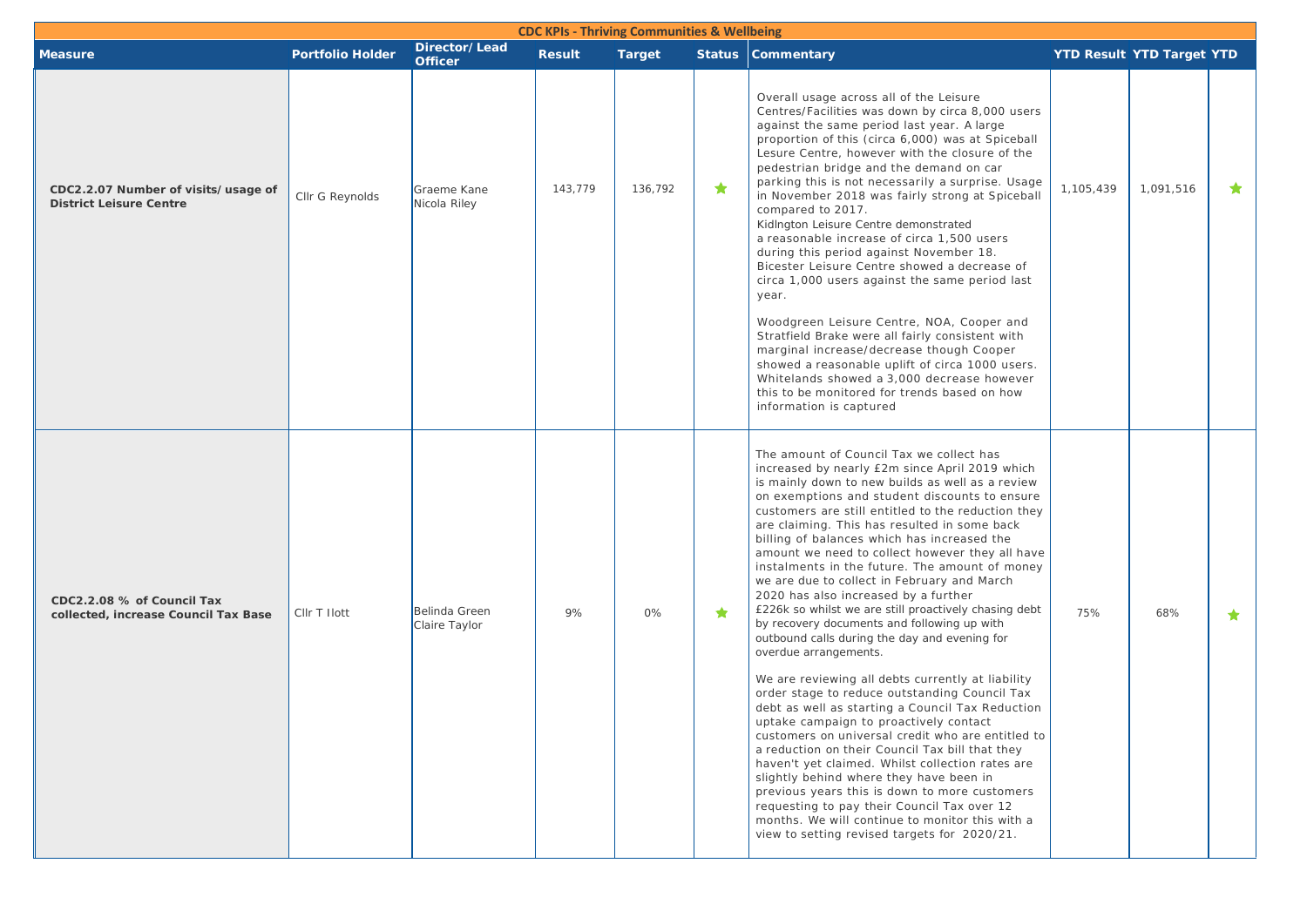## CDC KPIs - Thriving Communities & Wellbeing

| Measure | Portfolio Holder | Director/ Lead Officer | Result | Target | Status | Commentary | YTD Result | YTD Target | YTD |
|---|---|---|---|---|---|---|---|---|---|
| **CDC2.2.07 Number of visits/usage of District Leisure Centre** | Cllr G Reynolds | Graeme Kane Nicola Riley | 143,779 | 136,792 | ★ | Overall usage across all of the Leisure Centres/Facilities was down by circa 8,000 users against the same period last year. A large proportion of this (circa 6,000) was at Spiceball Lesure Centre, however with the closure of the pedestrian bridge and the demand on car parking this is not necessarily a surprise. Usage in November 2018 was fairly strong at Spiceball compared to 2017. Kidlngton Leisure Centre demonstrated a reasonable increase of circa 1,500 users during this period against November 18. Bicester Leisure Centre showed a decrease of circa 1,000 users against the same period last year. <br><br> Woodgreen Leisure Centre, NOA, Cooper and Stratfield Brake were all fairly consistent with marginal increase/decrease though Cooper showed a reasonable uplift of circa 1000 users. Whitelands showed a 3,000 decrease however this to be monitored for trends based on how information is captured | 1,105,439 | 1,091,516 | ★ |
| **CDC2.2.08 % of Council Tax collected, increase Council Tax Base** | Cllr T Ilott | Belinda Green Claire Taylor | 9% | 0% | ★ | The amount of Council Tax we collect has increased by nearly £2m since April 2019 which is mainly down to new builds as well as a review on exemptions and student discounts to ensure customers are still entitled to the reduction they are claiming. This has resulted in some back billing of balances which has increased the amount we need to collect however they all have instalments in the future. The amount of money we are due to collect in February and March 2020 has also increased by a further £226k so whilst we are still proactively chasing debt by recovery documents and following up with outbound calls during the day and evening for overdue arrangements. <br><br> We are reviewing all debts currently at liability order stage to reduce outstanding Council Tax debt as well as starting a Council Tax Reduction uptake campaign to proactively contact customers on universal credit who are entitled to a reduction on their Council Tax bill that they haven't yet claimed. Whilst collection rates are slightly behind where they have been in previous years this is down to more customers requesting to pay their Council Tax over 12 months. We will continue to monitor this with a view to setting revised targets for 2020/21. | 75% | 68% | ★ |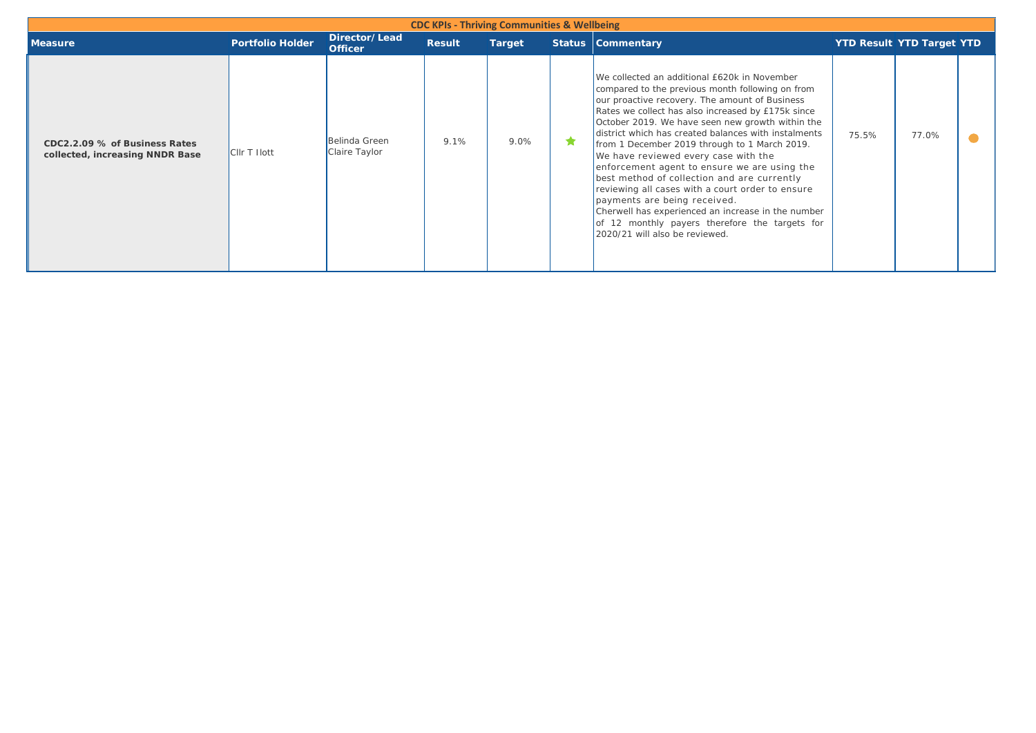| CDC KPIs - Thriving Communities & Wellbeing | | | | | | | | | |
|---|---|---|---|---|---|---|---|---|---|
| **Measure** | **Portfolio Holder** | **Director/ Lead Officer** | **Result** | **Target** | **Status** | **Commentary** | **YTD Result** | **YTD Target** | **YTD** |
| **CDC2.2.09 % of Business Rates collected, increasing NNDR Base** | Cllr T Ilott | Belinda Green Claire Taylor | 9.1% | 9.0% | ★ | We collected an additional £620k in November compared to the previous month following on from our proactive recovery. The amount of Business Rates we collect has also increased by £175k since October 2019. We have seen new growth within the district which has created balances with instalments from 1 December 2019 through to 1 March 2019. We have reviewed every case with the enforcement agent to ensure we are using the best method of collection and are currently reviewing all cases with a court order to ensure payments are being received. Cherwell has experienced an increase in the number of 12 monthly payers therefore the targets for 2020/21 will also be reviewed. | 75.5% | 77.0% | ● |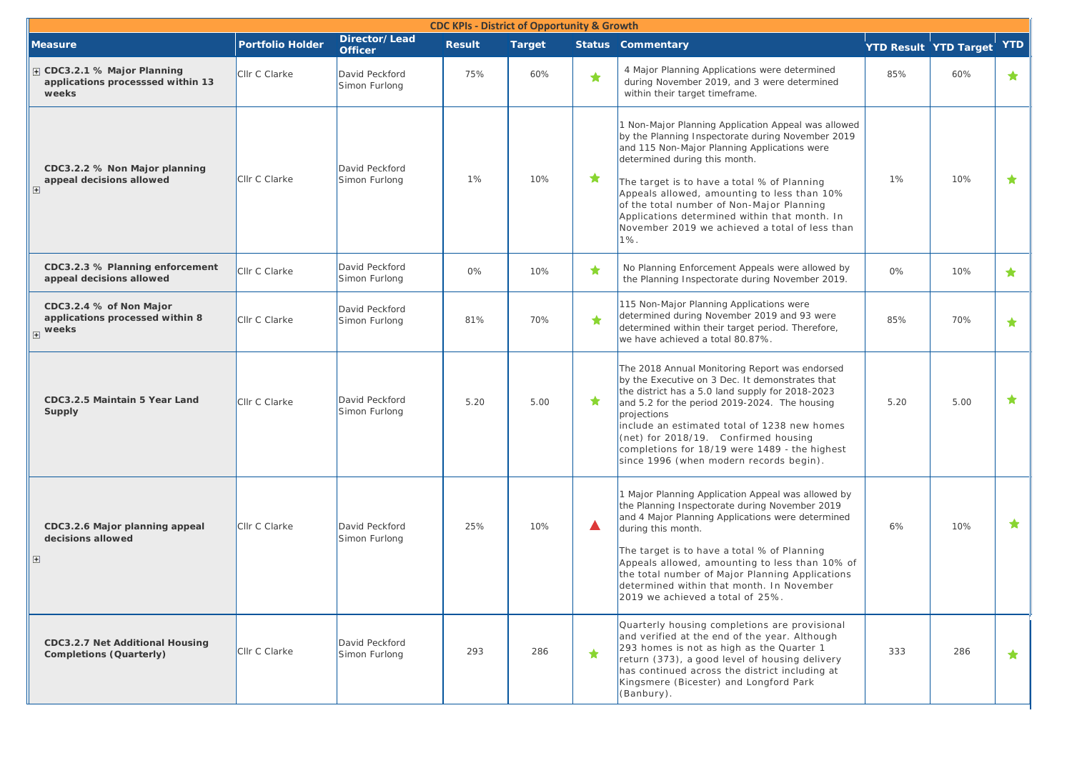## CDC KPIs - District of Opportunity & Growth

| Measure | Portfolio Holder | Director/ Lead Officer | Result | Target | Status | Commentary | YTD Result | YTD Target | YTD |
|---|---|---|---|---|---|---|---|---|---|
| CDC3.2.1 % Major Planning applications processsed within 13 weeks | Cllr C Clarke | David Peckford Simon Furlong | 75% | 60% | ★ | 4 Major Planning Applications were determined during November 2019, and 3 were determined within their target timeframe. | 85% | 60% | ★ |
| CDC3.2.2 % Non Major planning appeal decisions allowed | Cllr C Clarke | David Peckford Simon Furlong | 1% | 10% | ★ | 1 Non-Major Planning Application Appeal was allowed by the Planning Inspectorate during November 2019 and 115 Non-Major Planning Applications were determined during this month.<br><br>The target is to have a total % of Planning Appeals allowed, amounting to less than 10% of the total number of Non-Major Planning Applications determined within that month. In November 2019 we achieved a total of less than 1%. | 1% | 10% | ★ |
| CDC3.2.3 % Planning enforcement appeal decisions allowed | Cllr C Clarke | David Peckford Simon Furlong | 0% | 10% | ★ | No Planning Enforcement Appeals were allowed by the Planning Inspectorate during November 2019. | 0% | 10% | ★ |
| CDC3.2.4 % of Non Major applications processed within 8 weeks | Cllr C Clarke | David Peckford Simon Furlong | 81% | 70% | ★ | 115 Non-Major Planning Applications were determined during November 2019 and 93 were determined within their target period. Therefore, we have achieved a total 80.87%. | 85% | 70% | ★ |
| CDC3.2.5 Maintain 5 Year Land Supply | Cllr C Clarke | David Peckford Simon Furlong | 5.20 | 5.00 | ★ | The 2018 Annual Monitoring Report was endorsed by the Executive on 3 Dec. It demonstrates that the district has a 5.0 land supply for 2018-2023 and 5.2 for the period 2019-2024. The housing projections include an estimated total of 1238 new homes (net) for 2018/19. Confirmed housing completions for 18/19 were 1489 - the highest since 1996 (when modern records begin). | 5.20 | 5.00 | ★ |
| CDC3.2.6 Major planning appeal decisions allowed | Cllr C Clarke | David Peckford Simon Furlong | 25% | 10% | ▲ | 1 Major Planning Application Appeal was allowed by the Planning Inspectorate during November 2019 and 4 Major Planning Applications were determined during this month.<br><br>The target is to have a total % of Planning Appeals allowed, amounting to less than 10% of the total number of Major Planning Applications determined within that month. In November 2019 we achieved a total of 25%. | 6% | 10% | ★ |
| CDC3.2.7 Net Additional Housing Completions (Quarterly) | Cllr C Clarke | David Peckford Simon Furlong | 293 | 286 | ★ | Quarterly housing completions are provisional and verified at the end of the year. Although 293 homes is not as high as the Quarter 1 return (373), a good level of housing delivery has continued across the district including at Kingsmere (Bicester) and Longford Park (Banbury). | 333 | 286 | ★ |